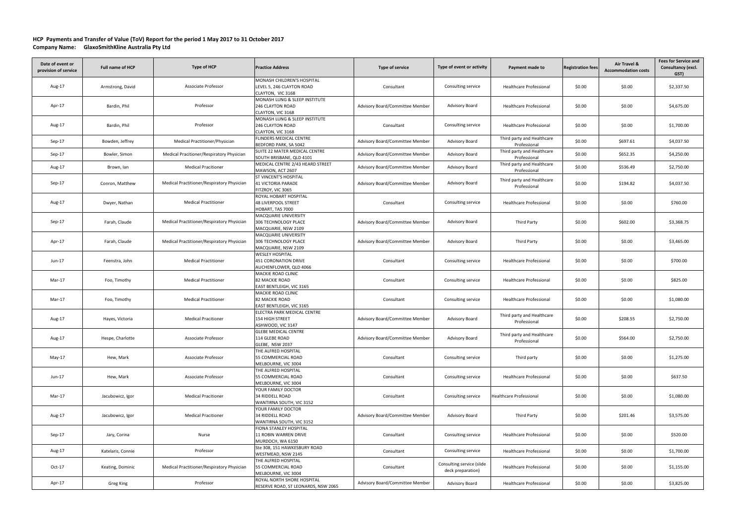**HCP Payments and Transfer of Value (ToV) Report for the period 1 May 2017 to 31 October 2017**

**Company Name: GlaxoSmithKline Australia Pty Ltd**

| Date of event or provision of service | Full name of HCP | Type of HCP | Practice Address | Type of service | Type of event or activity | Payment made to | Registration fees | Air Travel & Accommodation costs | Fees for Service and Consultancy (excl. GST) |
|---|---|---|---|---|---|---|---|---|---|
| Aug-17 | Armstrong, David | Associate Professor | MONASH CHILDREN'S HOSPITAL LEVEL 5, 246 CLAYTON ROAD CLAYTON, VIC 3168 | Consultant | Consulting service | Healthcare Professional | $0.00 | $0.00 | $2,337.50 |
| Apr-17 | Bardin, Phil | Professor | MONASH LUNG & SLEEP INSTITUTE 246 CLAYTON ROAD CLAYTON, VIC 3168 | Advisory Board/Committee Member | Advisory Board | Healthcare Professional | $0.00 | $0.00 | $4,675.00 |
| Aug-17 | Bardin, Phil | Professor | MONASH LUNG & SLEEP INSTITUTE 246 CLAYTON ROAD CLAYTON, VIC 3168 | Consultant | Consulting service | Healthcare Professional | $0.00 | $0.00 | $1,700.00 |
| Sep-17 | Bowden, Jeffrey | Medical Practitioner/Physician | FLINDERS MEDICAL CENTRE BEDFORD PARK, SA 5042 | Advisory Board/Committee Member | Advisory Board | Third party and Healthcare Professional | $0.00 | $697.61 | $4,037.50 |
| Sep-17 | Bowler, Simon | Medical Practitioner/Respiratory Physician | SUITE 22 MATER MEDICAL CENTRE SOUTH BRISBANE, QLD 4101 | Advisory Board/Committee Member | Advisory Board | Third party and Healthcare Professional | $0.00 | $652.35 | $4,250.00 |
| Aug-17 | Brown, Ian | Medical Pracitioner | MEDICAL CENTRE 2/43 HEARD STREET MAWSON, ACT 2607 | Advisory Board/Committee Member | Advisory Board | Third party and Healthcare Professional | $0.00 | $536.49 | $2,750.00 |
| Sep-17 | Conron, Matthew | Medical Practitioner/Respiratory Physician | ST VINCENT'S HOSPITAL 41 VICTORIA PARADE FITZROY, VIC 3065 | Advisory Board/Committee Member | Advisory Board | Third party and Healthcare Professional | $0.00 | $194.82 | $4,037.50 |
| Aug-17 | Dwyer, Nathan | Medical Practitioner | ROYAL HOBART HOSPITAL 48 LIVERPOOL STREET HOBART, TAS 7000 | Consultant | Consulting service | Healthcare Professional | $0.00 | $0.00 | $760.00 |
| Sep-17 | Farah, Claude | Medical Practitioner/Respiratory Physician | MACQUARIE UNIVERSITY 306 TECHNOLOGY PLACE MACQUARIE, NSW 2109 | Advisory Board/Committee Member | Advisory Board | Third Party | $0.00 | $602.00 | $3,368.75 |
| Apr-17 | Farah, Claude | Medical Practitioner/Respiratory Physician | MACQUARIE UNIVERSITY 306 TECHNOLOGY PLACE MACQUARIE, NSW 2109 | Advisory Board/Committee Member | Advisory Board | Third Party | $0.00 | $0.00 | $3,465.00 |
| Jun-17 | Feenstra, John | Medical Practitioner | WESLEY HOSPITAL 451 CORONATION DRIVE AUCHENFLOWER, QLD 4066 | Consultant | Consulting service | Healthcare Professional | $0.00 | $0.00 | $700.00 |
| Mar-17 | Foo, Timothy | Medical Practitioner | MACKIE ROAD CLINIC 82 MACKIE ROAD EAST BENTLEIGH, VIC 3165 | Consultant | Consulting service | Healthcare Professional | $0.00 | $0.00 | $825.00 |
| Mar-17 | Foo, Timothy | Medical Practitioner | MACKIE ROAD CLINIC 82 MACKIE ROAD EAST BENTLEIGH, VIC 3165 | Consultant | Consulting service | Healthcare Professional | $0.00 | $0.00 | $1,080.00 |
| Aug-17 | Hayes, Victoria | Medical Pracitioner | ELECTRA PARK MEDICAL CENTRE 154 HIGH STREET ASHWOOD, VIC 3147 | Advisory Board/Committee Member | Advisory Board | Third party and Healthcare Professional | $0.00 | $208.55 | $2,750.00 |
| Aug-17 | Hespe, Charlotte | Associate Professor | GLEBE MEDICAL CENTRE 114 GLEBE ROAD GLEBE, NSW 2037 | Advisory Board/Committee Member | Advisory Board | Third party and Healthcare Professional | $0.00 | $564.00 | $2,750.00 |
| May-17 | Hew, Mark | Associate Professor | THE ALFRED HOSPITAL 55 COMMERCIAL ROAD MELBOURNE, VIC 3004 | Consultant | Consulting service | Third party | $0.00 | $0.00 | $1,275.00 |
| Jun-17 | Hew, Mark | Associate Professor | THE ALFRED HOSPITAL 55 COMMERCIAL ROAD MELBOURNE, VIC 3004 | Consultant | Consulting service | Healthcare Professional | $0.00 | $0.00 | $637.50 |
| Mar-17 | Jacubowicz, Igor | Medical Pracitioner | YOUR FAMILY DOCTOR 34 RIDDELL ROAD WANTIRNA SOUTH, VIC 3152 | Consultant | Consulting service | Healthcare Professional | $0.00 | $0.00 | $1,080.00 |
| Aug-17 | Jacubowicz, Igor | Medical Pracitioner | YOUR FAMILY DOCTOR 34 RIDDELL ROAD WANTIRNA SOUTH, VIC 3152 | Advisory Board/Committee Member | Advisory Board | Third Party | $0.00 | $201.46 | $3,575.00 |
| Sep-17 | Jary, Corina | Nurse | FIONA STANLEY HOSPITAL 11 ROBIN WARREN DRIVE MURDOCH, WA 6150 | Consultant | Consulting service | Healthcare Professional | $0.00 | $0.00 | $520.00 |
| Aug-17 | Katelaris, Connie | Professor | Ste 308, 151 HAWKESBURY ROAD WESTMEAD, NSW 2145 | Consultant | Consulting service | Healthcare Professional | $0.00 | $0.00 | $1,700.00 |
| Oct-17 | Keating, Dominic | Medical Practitioner/Respiratory Physician | THE ALFRED HOSPITAL 55 COMMERCIAL ROAD MELBOURNE, VIC 3004 | Consultant | Consulting service (slide deck preparation) | Healthcare Professional | $0.00 | $0.00 | $1,155.00 |
| Apr-17 | Greg King | Professor | ROYAL NORTH SHORE HOSPITAL RESERVE ROAD, ST LEONARDS, NSW 2065 | Advisory Board/Committee Member | Advisory Board | Healthcare Professional | $0.00 | $0.00 | $3,825.00 |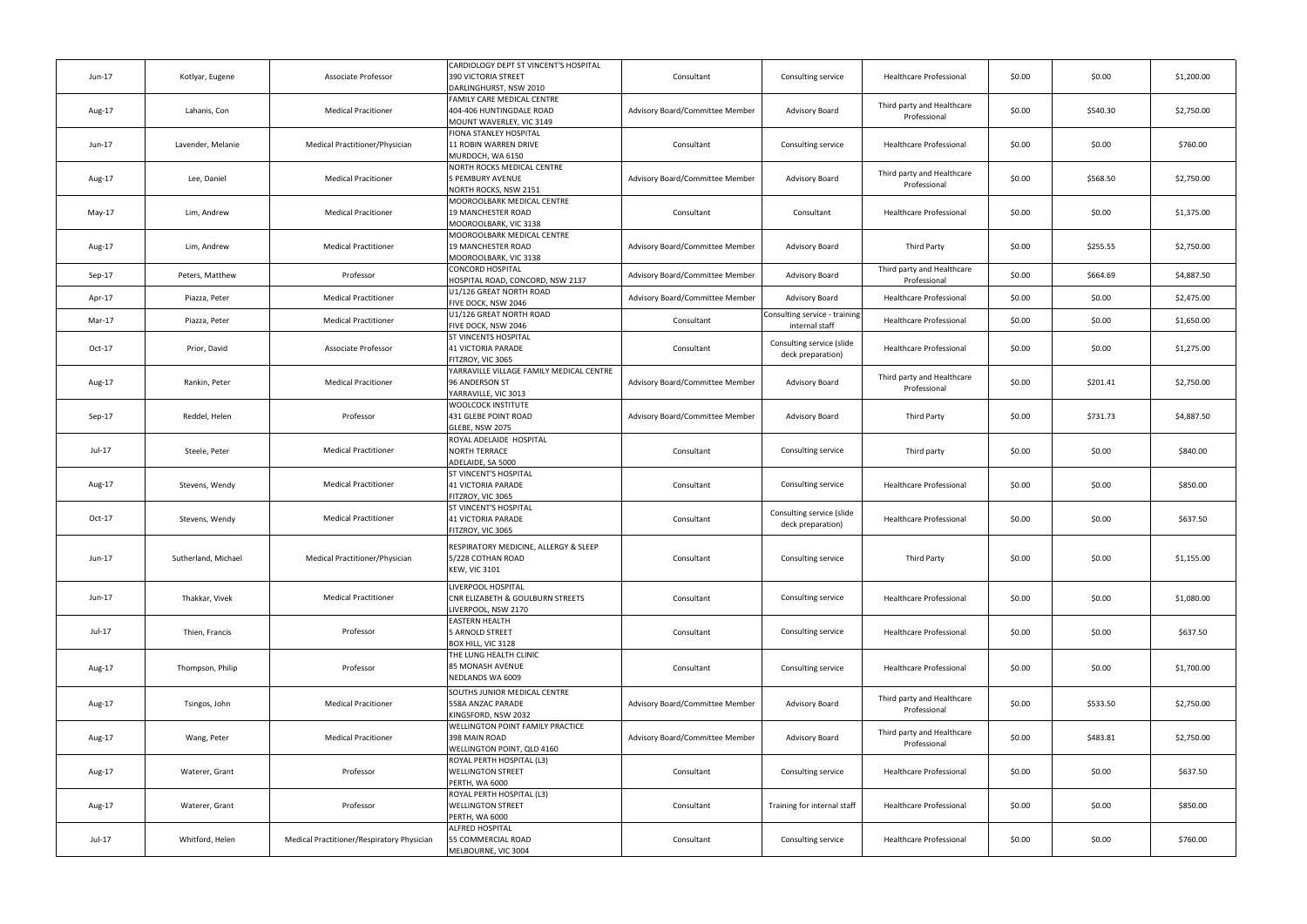| Jun-17 | Kotlyar, Eugene | Associate Professor | CARDIOLOGY DEPT ST VINCENT'S HOSPITAL 390 VICTORIA STREET DARLINGHURST, NSW 2010 | Consultant | Consulting service | Healthcare Professional | $0.00 | $0.00 | $1,200.00 |
|---|---|---|---|---|---|---|---|---|---|
| Aug-17 | Lahanis, Con | Medical Pracitioner | FAMILY CARE MEDICAL CENTRE 404-406 HUNTINGDALE ROAD MOUNT WAVERLEY, VIC 3149 | Advisory Board/Committee Member | Advisory Board | Third party and Healthcare Professional | $0.00 | $540.30 | $2,750.00 |
| Jun-17 | Lavender, Melanie | Medical Practitioner/Physician | FIONA STANLEY HOSPITAL 11 ROBIN WARREN DRIVE MURDOCH, WA 6150 | Consultant | Consulting service | Healthcare Professional | $0.00 | $0.00 | $760.00 |
| Aug-17 | Lee, Daniel | Medical Pracitioner | NORTH ROCKS MEDICAL CENTRE 5 PEMBURY AVENUE NORTH ROCKS, NSW 2151 | Advisory Board/Committee Member | Advisory Board | Third party and Healthcare Professional | $0.00 | $568.50 | $2,750.00 |
| May-17 | Lim, Andrew | Medical Pracitioner | MOOROOLBARK MEDICAL CENTRE 19 MANCHESTER ROAD MOOROOLBARK, VIC 3138 | Consultant | Consultant | Healthcare Professional | $0.00 | $0.00 | $1,375.00 |
| Aug-17 | Lim, Andrew | Medical Practitioner | MOOROOLBARK MEDICAL CENTRE 19 MANCHESTER ROAD MOOROOLBARK, VIC 3138 | Advisory Board/Committee Member | Advisory Board | Third Party | $0.00 | $255.55 | $2,750.00 |
| Sep-17 | Peters, Matthew | Professor | CONCORD HOSPITAL HOSPITAL ROAD, CONCORD, NSW 2137 | Advisory Board/Committee Member | Advisory Board | Third party and Healthcare Professional | $0.00 | $664.69 | $4,887.50 |
| Apr-17 | Piazza, Peter | Medical Practitioner | U1/126 GREAT NORTH ROAD FIVE DOCK, NSW 2046 | Advisory Board/Committee Member | Advisory Board | Healthcare Professional | $0.00 | $0.00 | $2,475.00 |
| Mar-17 | Piazza, Peter | Medical Practitioner | U1/126 GREAT NORTH ROAD FIVE DOCK, NSW 2046 | Consultant | Consulting service - training internal staff | Healthcare Professional | $0.00 | $0.00 | $1,650.00 |
| Oct-17 | Prior, David | Associate Professor | ST VINCENTS HOSPITAL 41 VICTORIA PARADE FITZROY, VIC 3065 | Consultant | Consulting service (slide deck preparation) | Healthcare Professional | $0.00 | $0.00 | $1,275.00 |
| Aug-17 | Rankin, Peter | Medical Pracitioner | YARRAVILLE VILLAGE FAMILY MEDICAL CENTRE 96 ANDERSON ST YARRAVILLE, VIC 3013 | Advisory Board/Committee Member | Advisory Board | Third party and Healthcare Professional | $0.00 | $201.41 | $2,750.00 |
| Sep-17 | Reddel, Helen | Professor | WOOLCOCK INSTITUTE 431 GLEBE POINT ROAD GLEBE, NSW 2075 | Advisory Board/Committee Member | Advisory Board | Third Party | $0.00 | $731.73 | $4,887.50 |
| Jul-17 | Steele, Peter | Medical Practitioner | ROYAL ADELAIDE HOSPITAL NORTH TERRACE ADELAIDE, SA 5000 | Consultant | Consulting service | Third party | $0.00 | $0.00 | $840.00 |
| Aug-17 | Stevens, Wendy | Medical Practitioner | ST VINCENT'S HOSPITAL 41 VICTORIA PARADE FITZROY, VIC 3065 | Consultant | Consulting service | Healthcare Professional | $0.00 | $0.00 | $850.00 |
| Oct-17 | Stevens, Wendy | Medical Practitioner | ST VINCENT'S HOSPITAL 41 VICTORIA PARADE FITZROY, VIC 3065 | Consultant | Consulting service (slide deck preparation) | Healthcare Professional | $0.00 | $0.00 | $637.50 |
| Jun-17 | Sutherland, Michael | Medical Practitioner/Physician | RESPIRATORY MEDICINE, ALLERGY & SLEEP 5/228 COTHAN ROAD KEW, VIC 3101 | Consultant | Consulting service | Third Party | $0.00 | $0.00 | $1,155.00 |
| Jun-17 | Thakkar, Vivek | Medical Practitioner | LIVERPOOL HOSPITAL CNR ELIZABETH & GOULBURN STREETS LIVERPOOL, NSW 2170 | Consultant | Consulting service | Healthcare Professional | $0.00 | $0.00 | $1,080.00 |
| Jul-17 | Thien, Francis | Professor | EASTERN HEALTH 5 ARNOLD STREET BOX HILL, VIC 3128 | Consultant | Consulting service | Healthcare Professional | $0.00 | $0.00 | $637.50 |
| Aug-17 | Thompson, Philip | Professor | THE LUNG HEALTH CLINIC 85 MONASH AVENUE NEDLANDS WA 6009 | Consultant | Consulting service | Healthcare Professional | $0.00 | $0.00 | $1,700.00 |
| Aug-17 | Tsingos, John | Medical Pracitioner | SOUTHS JUNIOR MEDICAL CENTRE 558A ANZAC PARADE KINGSFORD, NSW 2032 | Advisory Board/Committee Member | Advisory Board | Third party and Healthcare Professional | $0.00 | $533.50 | $2,750.00 |
| Aug-17 | Wang, Peter | Medical Pracitioner | WELLINGTON POINT FAMILY PRACTICE 398 MAIN ROAD WELLINGTON POINT, QLD 4160 | Advisory Board/Committee Member | Advisory Board | Third party and Healthcare Professional | $0.00 | $483.81 | $2,750.00 |
| Aug-17 | Waterer, Grant | Professor | ROYAL PERTH HOSPITAL (L3) WELLINGTON STREET PERTH, WA 6000 | Consultant | Consulting service | Healthcare Professional | $0.00 | $0.00 | $637.50 |
| Aug-17 | Waterer, Grant | Professor | ROYAL PERTH HOSPITAL (L3) WELLINGTON STREET PERTH, WA 6000 | Consultant | Training for internal staff | Healthcare Professional | $0.00 | $0.00 | $850.00 |
| Jul-17 | Whitford, Helen | Medical Practitioner/Respiratory Physician | ALFRED HOSPITAL 55 COMMERCIAL ROAD MELBOURNE, VIC 3004 | Consultant | Consulting service | Healthcare Professional | $0.00 | $0.00 | $760.00 |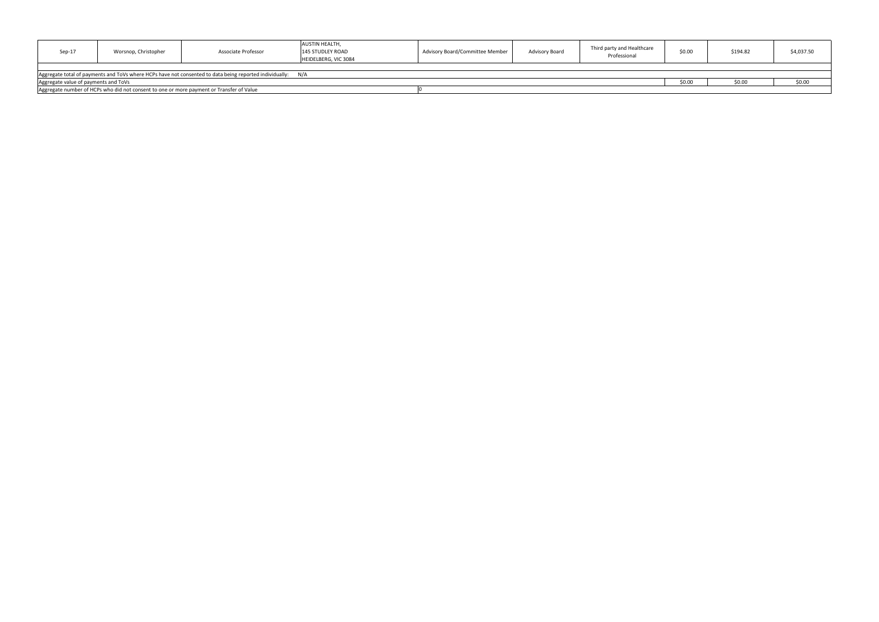| | | | | | | | | | |
|---|---|---|---|---|---|---|---|---|---|
| Sep-17 | Worsnop, Christopher | Associate Professor | AUSTIN HEALTH, 145 STUDLEY ROAD HEIDELBERG, VIC 3084 | Advisory Board/Committee Member | Advisory Board | Third party and Healthcare Professional | $0.00 | $194.82 | $4,037.50 |
| | | | | | | | | | |
| Aggregate total of payments and ToVs where HCPs have not consented to data being reported individually: N/A | | | | | | | | | |
| Aggregate value of payments and ToVs | | | | | | | $0.00 | $0.00 | $0.00 |
| Aggregate number of HCPs who did not consent to one or more payment or Transfer of Value | | | | 0 | | | | | |